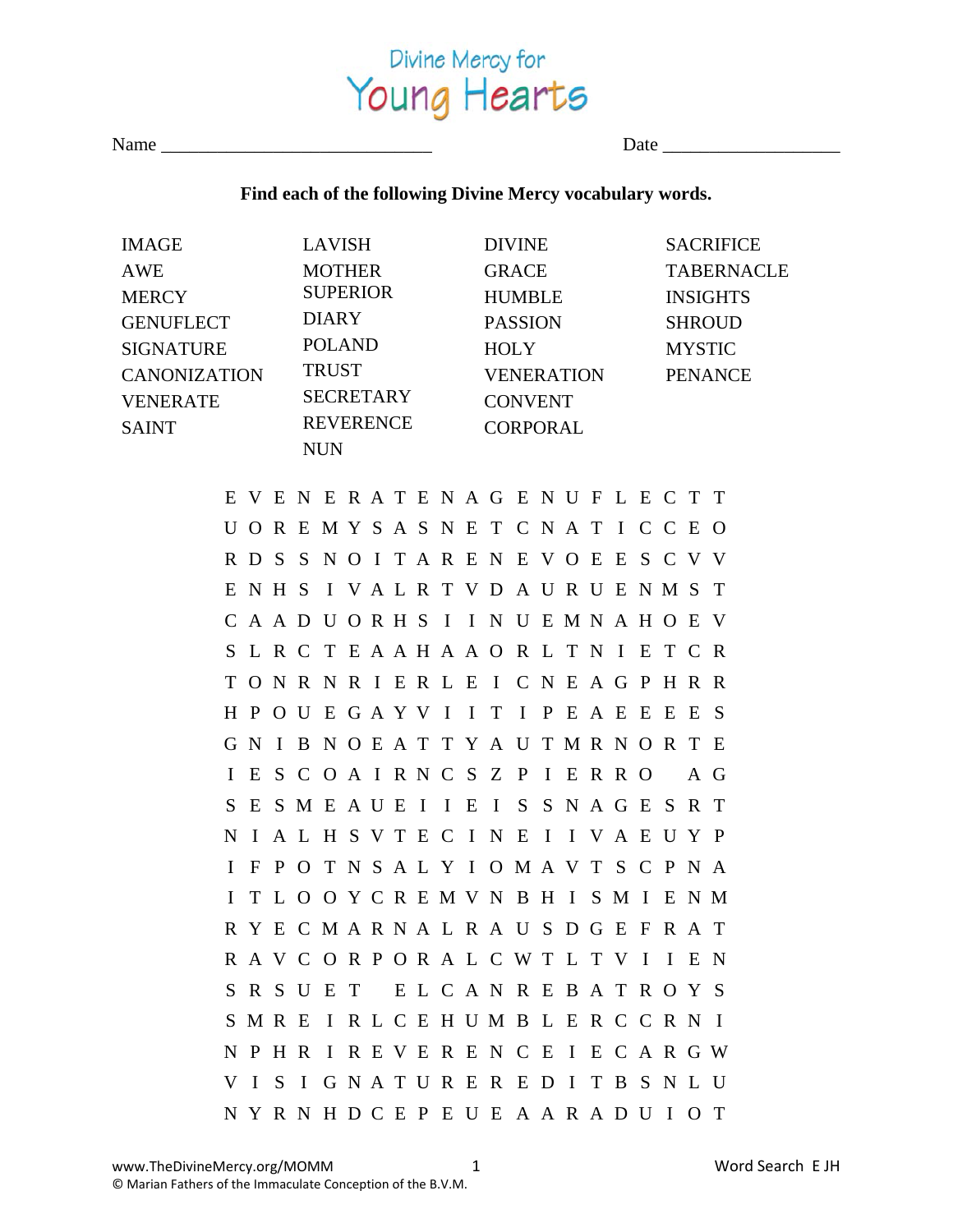# Divine Mercy for Young Hearts

Name ______________________________ Date ___________________

**Find each of the following Divine Mercy vocabulary words.**

| | | | |
|---|---|---|---|
| IMAGE | LAVISH | DIVINE | SACRIFICE |
| AWE | MOTHER SUPERIOR | GRACE | TABERNACLE |
| MERCY | DIARY | HUMBLE | INSIGHTS |
| GENUFLECT | POLAND | PASSION | SHROUD |
| SIGNATURE | TRUST | HOLY | MYSTIC |
| CANONIZATION | SECRETARY | VENERATION | PENANCE |
| VENERATE | REVERENCE | CONVENT | |
| SAINT | NUN | CORPORAL | |

```
E V E N E R A T E N A G E N U F L E C T T
U O R E M Y S A S N E T C N A T I C C E O
R D S S N O I T A R E N E V O E E S C V V
E N H S I V A L R T V D A U R U E N M S T
C A A D U O R H S I I N U E M N A H O E V
S L R C T E A A H A A O R L T N I E T C R
T O N R N R I E R L E I C N E A G P H R R
H P O U E G A Y V I I T I P E A E E E E S
G N I B N O E A T T Y A U T M R N O R T E
I E S C O A I R N C S Z P I E R R O   A G
S E S M E A U E I I E I S S N A G E S R T
N I A L H S V T E C I N E I I V A E U Y P
I F P O T N S A L Y I O M A V T S C P N A
I T L O O Y C R E M V N B H I S M I E N M
R Y E C M A R N A L R A U S D G E F R A T
R A V C O R P O R A L C W T L T V I I E N
S R S U E T   E L C A N R E B A T R O Y S
S M R E I R L C E H U M B L E R C C R N I
N P H R I R E V E R E N C E I E C A R G W
V I S I G N A T U R E R E D I T B S N L U
N Y R N H D C E P E U E A A R A D U I O T
```

www.TheDivineMercy.org/MOMM

© Marian Fathers of the Immaculate Conception of the B.V.M.

Word Search E JH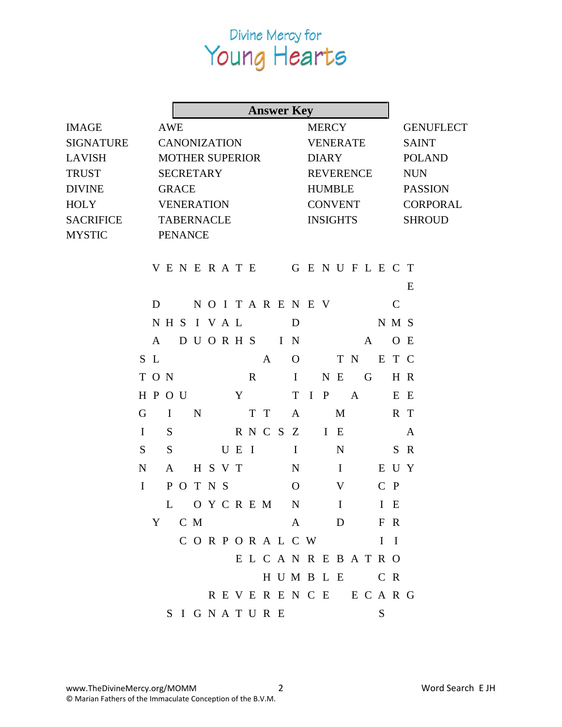## Answer Key

| | | | |
|---|---|---|---|
| IMAGE | AWE | MERCY | GENUFLECT |
| SIGNATURE | CANONIZATION | VENERATE | SAINT |
| LAVISH | MOTHER SUPERIOR | DIARY | POLAND |
| TRUST | SECRETARY | REVERENCE | NUN |
| DIVINE | GRACE | HUMBLE | PASSION |
| HOLY | VENERATION | CONVENT | CORPORAL |
| SACRIFICE | TABERNACLE | INSIGHTS | SHROUD |
| MYSTIC | PENANCE | | |

```
  V E N E R A T E     G E N U F L E C T
                                      E
  D     N O I T A R E N E V         C
  N H S I V A L       D           N M S
  A   D U O R H S   I N         A   O E
S L               A   O     T N   E T C
T O N           R     I   N E   G   H R
H P O U       Y       T I P   A     E E
G   I   N       T T   A     M       R T
I   S         R N C S Z   I E         A
S   S       U E I     I     N       S R
N   A   H S V T       N     I     E U Y
I   P O T N S         O     V     C P
    L   O Y C R E M   N     I     I E
  Y   C M             A     D     F R
      C O R P O R A L C W         I I
              E L C A N R E B A T R O
                  H U M B L E     C R
          R E V E R E N C E   E C A R G
    S I G N A T U R E             S
```